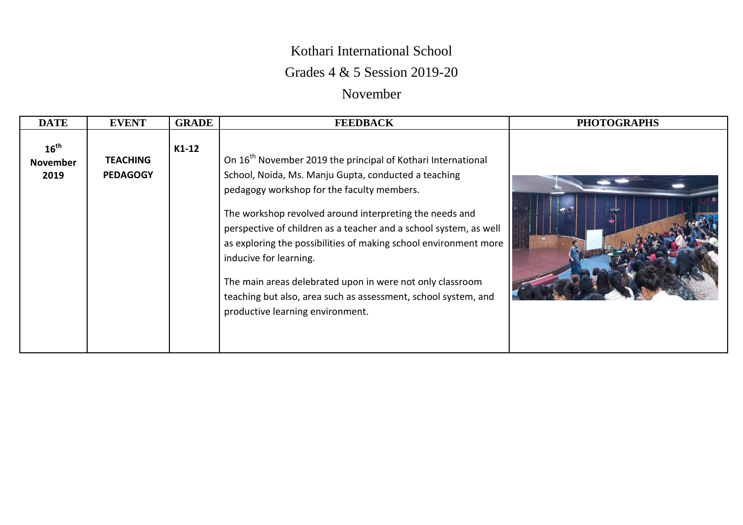# Kothari International School

## Grades 4 & 5 Session 2019-20

## November

| DATE | EVENT | GRADE | FEEDBACK | PHOTOGRAPHS |
|---|---|---|---|---|
| **16th November 2019** | **TEACHING PEDAGOGY** | **K1-12** | On 16th November 2019 the principal of Kothari International School, Noida, Ms. Manju Gupta, conducted a teaching pedagogy workshop for the faculty members.<br><br>The workshop revolved around interpreting the needs and perspective of children as a teacher and a school system, as well as exploring the possibilities of making school environment more inducive for learning.<br><br>The main areas delebrated upon in were not only classroom teaching but also, area such as assessment, school system, and productive learning environment. | |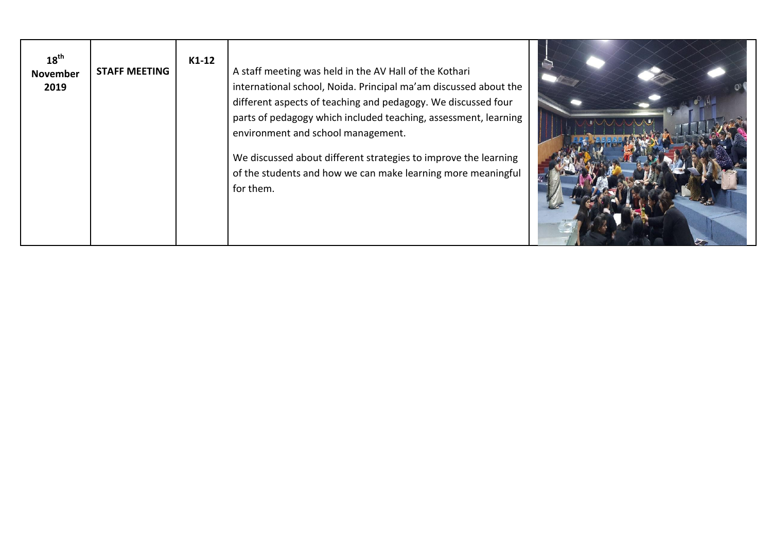| 18th November 2019 | STAFF MEETING | K1-12 | A staff meeting was held in the AV Hall of the Kothari international school, Noida. Principal ma'am discussed about the different aspects of teaching and pedagogy. We discussed four parts of pedagogy which included teaching, assessment, learning environment and school management.<br><br>We discussed about different strategies to improve the learning of the students and how we can make learning more meaningful for them. | |
|---|---|---|---|---|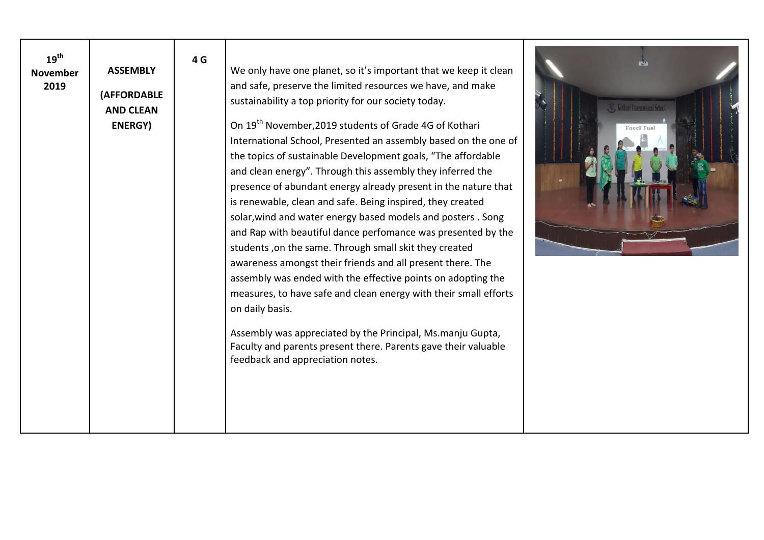| 19th November 2019 | ASSEMBLY (AFFORDABLE AND CLEAN ENERGY) | 4 G | We only have one planet, so it's important that we keep it clean and safe, preserve the limited resources we have, and make sustainability a top priority for our society today.<br><br>On 19th November,2019 students of Grade 4G of Kothari International School, Presented an assembly based on the one of the topics of sustainable Development goals, "The affordable and clean energy". Through this assembly they inferred the presence of abundant energy already present in the nature that is renewable, clean and safe. Being inspired, they created solar,wind and water energy based models and posters . Song and Rap with beautiful dance perfomance was presented by the students ,on the same. Through small skit they created awareness amongst their friends and all present there. The assembly was ended with the effective points on adopting the measures, to have safe and clean energy with their small efforts on daily basis.<br><br>Assembly was appreciated by the Principal, Ms.manju Gupta, Faculty and parents present there. Parents gave their valuable feedback and appreciation notes. | |
|---|---|---|---|---|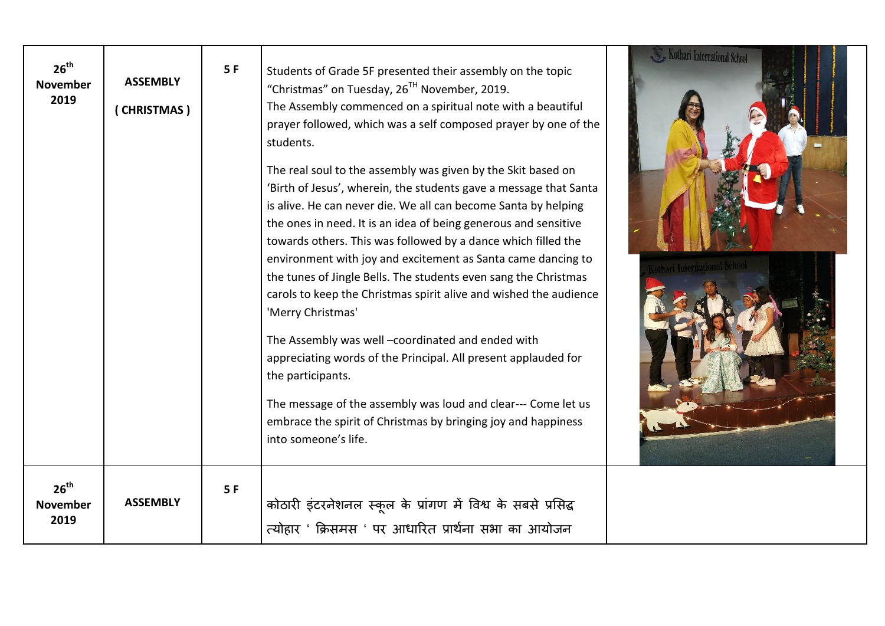| | | | | |
|---|---|---|---|---|
| **26th November 2019** | **ASSEMBLY ( CHRISTMAS )** | **5 F** | Students of Grade 5F presented their assembly on the topic "Christmas" on Tuesday, 26TH November, 2019.<br>The Assembly commenced on a spiritual note with a beautiful prayer followed, which was a self composed prayer by one of the students.<br><br>The real soul to the assembly was given by the Skit based on 'Birth of Jesus', wherein, the students gave a message that Santa is alive. He can never die. We all can become Santa by helping the ones in need. It is an idea of being generous and sensitive towards others. This was followed by a dance which filled the environment with joy and excitement as Santa came dancing to the tunes of Jingle Bells. The students even sang the Christmas carols to keep the Christmas spirit alive and wished the audience 'Merry Christmas'<br><br>The Assembly was well –coordinated and ended with appreciating words of the Principal. All present applauded for the participants.<br><br>The message of the assembly was loud and clear--- Come let us embrace the spirit of Christmas by bringing joy and happiness into someone's life. | |
| **26th November 2019** | **ASSEMBLY** | **5 F** | कोठारी इंटरनेशनल स्कूल के प्रांगण में विश्व के सबसे प्रसिद्ध त्योहार ' क्रिसमस ' पर आधारित प्रार्थना सभा का आयोजन | |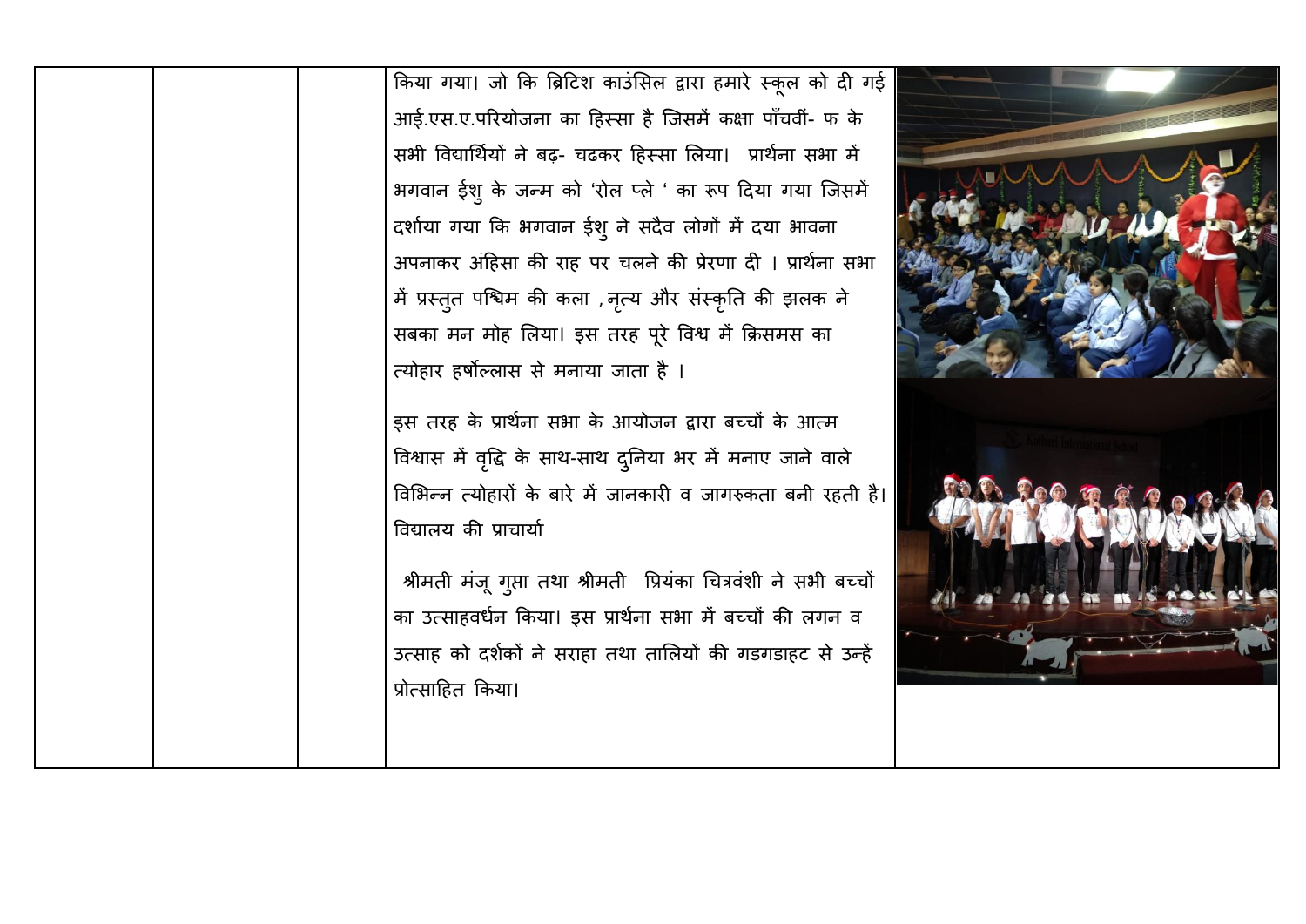| | | | | |
|---|---|---|---|---|
| | | | किया गया। जो कि ब्रिटिश काउंसिल द्वारा हमारे स्कूल को दी गई आई.एस.ए.परियोजना का हिस्सा है जिसमें कक्षा पाँचवीं- फ के सभी विद्यार्थियों ने बढ़- चढकर हिस्सा लिया। प्रार्थना सभा में भगवान ईशु के जन्म को 'रोल प्ले ' का रूप दिया गया जिसमें दर्शाया गया कि भगवान ईशु ने सदैव लोगों में दया भावना अपनाकर अंहिसा की राह पर चलने की प्रेरणा दी । प्रार्थना सभा में प्रस्तुत पश्चिम की कला ,नृत्य और संस्कृति की झलक ने सबका मन मोह लिया। इस तरह पूरे विश्व में क्रिसमस का त्योहार हर्षोल्लास से मनाया जाता है ।<br><br>इस तरह के प्रार्थना सभा के आयोजन द्वारा बच्चों के आत्म विश्वास में वृद्धि के साथ-साथ दुनिया भर में मनाए जाने वाले विभिन्न त्योहारों के बारे में जानकारी व जागरुकता बनी रहती है। वियालय की प्राचार्या<br><br>श्रीमती मंजू गुप्ता तथा श्रीमती प्रियंका चित्रवंशी ने सभी बच्चों का उत्साहवर्धन किया। इस प्रार्थना सभा में बच्चों की लगन व उत्साह को दर्शकों ने सराहा तथा तालियों की गडगडाहट से उन्हें प्रोत्साहित किया। | |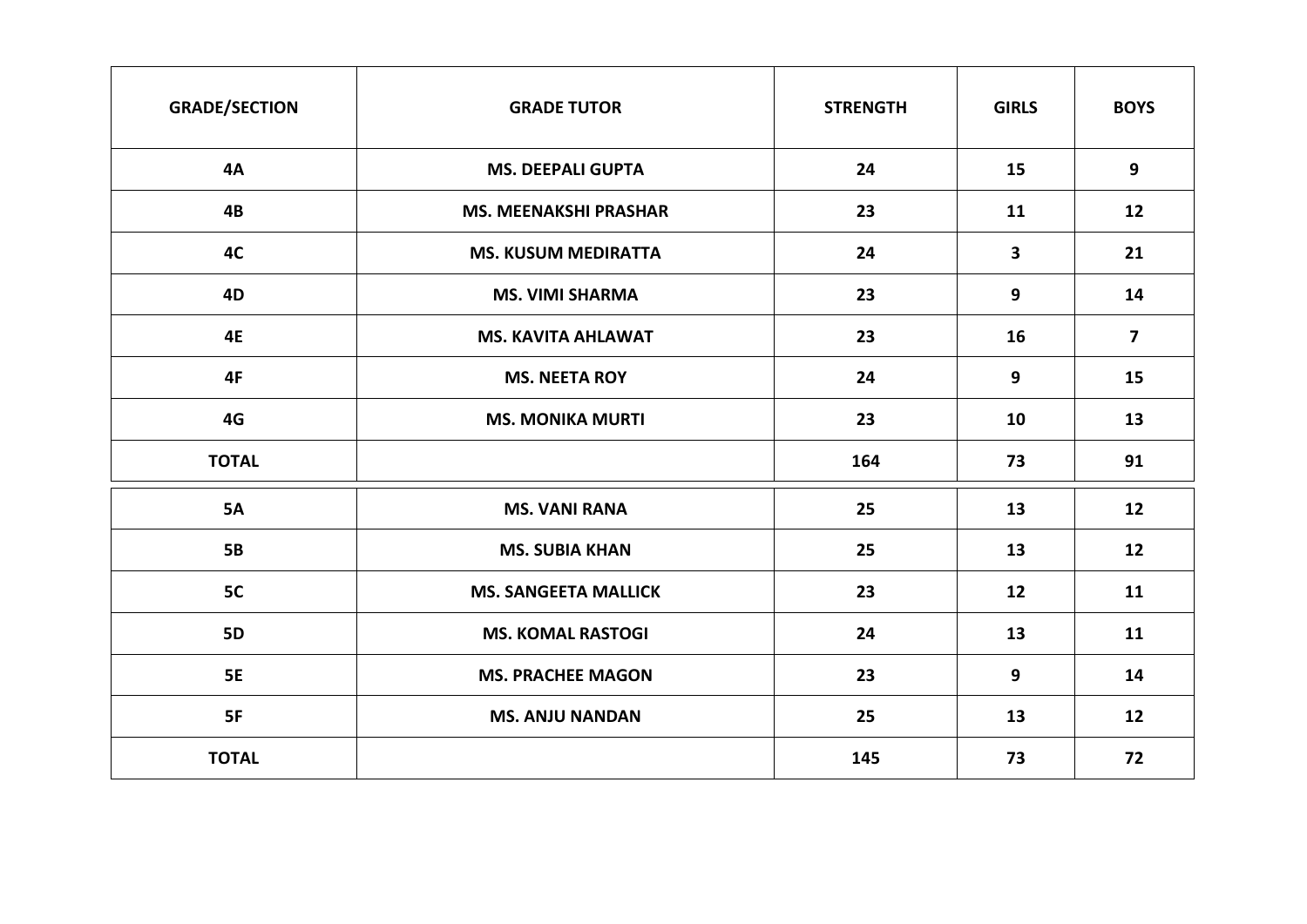| GRADE/SECTION | GRADE TUTOR | STRENGTH | GIRLS | BOYS |
|---|---|---|---|---|
| 4A | MS. DEEPALI GUPTA | 24 | 15 | 9 |
| 4B | MS. MEENAKSHI PRASHAR | 23 | 11 | 12 |
| 4C | MS. KUSUM MEDIRATTA | 24 | 3 | 21 |
| 4D | MS. VIMI SHARMA | 23 | 9 | 14 |
| 4E | MS. KAVITA AHLAWAT | 23 | 16 | 7 |
| 4F | MS. NEETA ROY | 24 | 9 | 15 |
| 4G | MS. MONIKA MURTI | 23 | 10 | 13 |
| TOTAL | | 164 | 73 | 91 |
| 5A | MS. VANI RANA | 25 | 13 | 12 |
| 5B | MS. SUBIA KHAN | 25 | 13 | 12 |
| 5C | MS. SANGEETA MALLICK | 23 | 12 | 11 |
| 5D | MS. KOMAL RASTOGI | 24 | 13 | 11 |
| 5E | MS. PRACHEE MAGON | 23 | 9 | 14 |
| 5F | MS. ANJU NANDAN | 25 | 13 | 12 |
| TOTAL | | 145 | 73 | 72 |